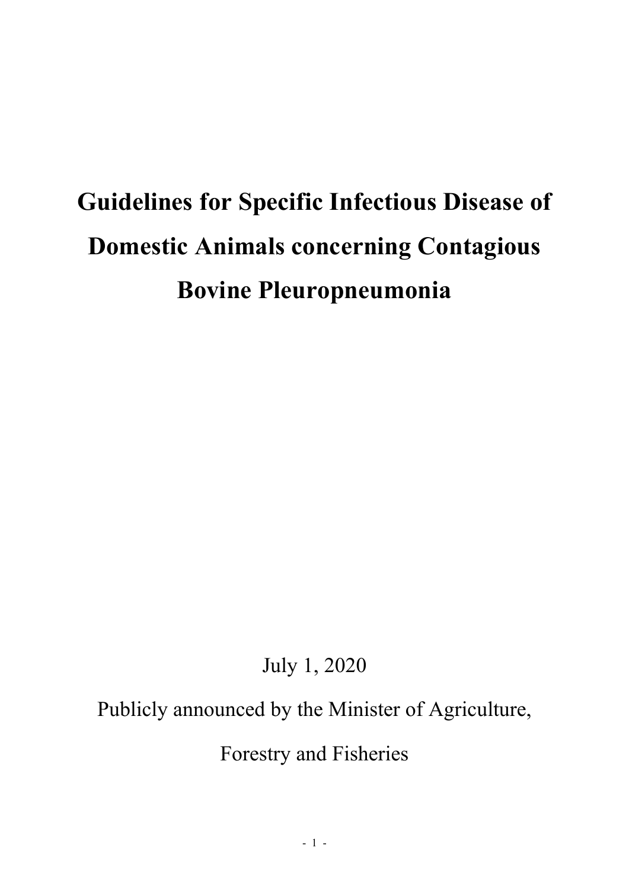# Guidelines for Specific Infectious Disease of Domestic Animals concerning Contagious Bovine Pleuropneumonia

July 1, 2020

Publicly announced by the Minister of Agriculture, Forestry and Fisheries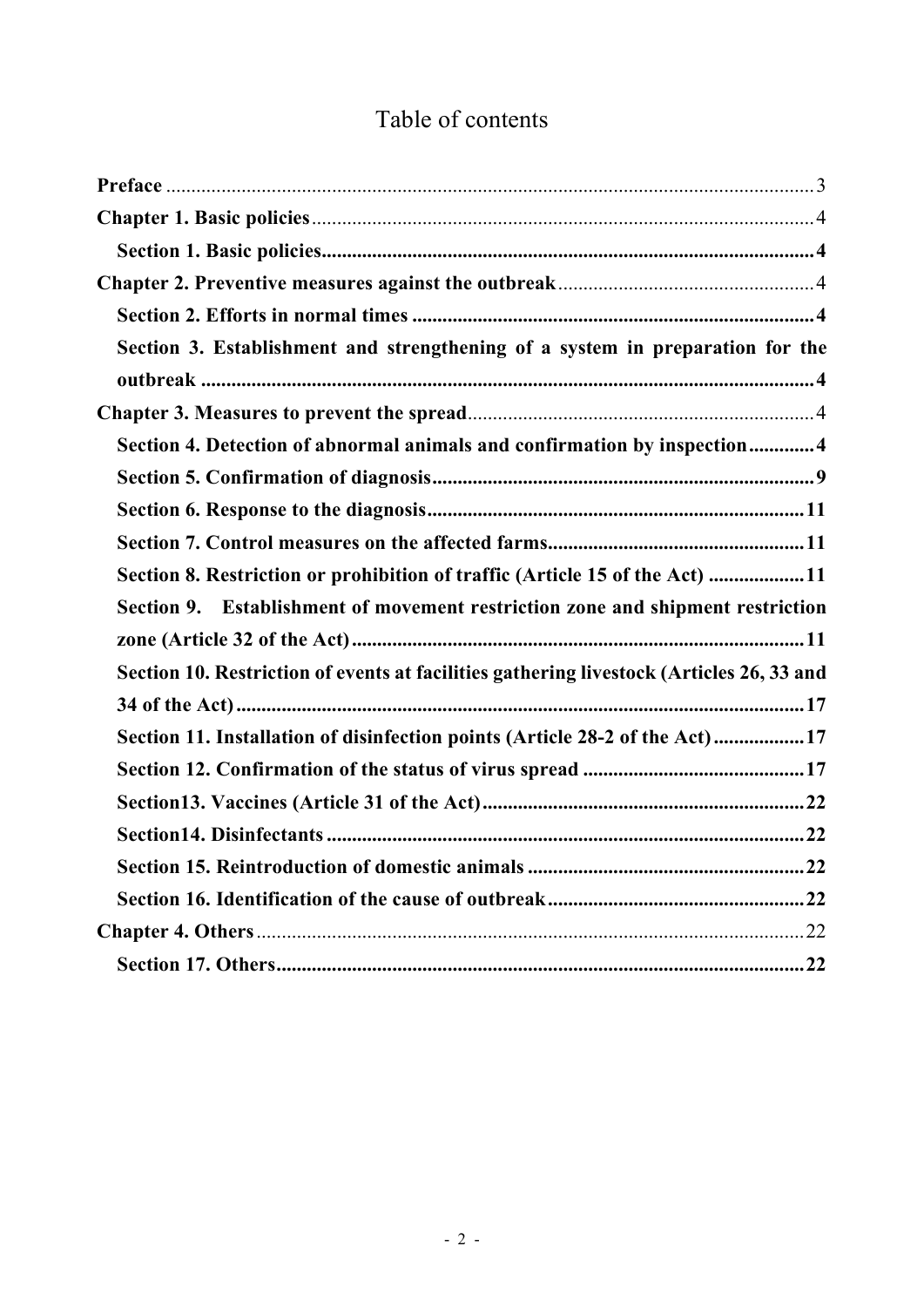# Table of contents

**Preface** ........ 3

**Chapter 1. Basic policies** ........ 4

**Section 1. Basic policies** ........ 4

**Chapter 2. Preventive measures against the outbreak** ........ 4

**Section 2. Efforts in normal times** ........ 4

**Section 3. Establishment and strengthening of a system in preparation for the outbreak** ........ 4

**Chapter 3. Measures to prevent the spread** ........ 4

**Section 4. Detection of abnormal animals and confirmation by inspection** ........ 4

**Section 5. Confirmation of diagnosis** ........ 9

**Section 6. Response to the diagnosis** ........ 11

**Section 7. Control measures on the affected farms** ........ 11

**Section 8. Restriction or prohibition of traffic (Article 15 of the Act)** ........ 11

**Section 9. Establishment of movement restriction zone and shipment restriction zone (Article 32 of the Act)** ........ 11

**Section 10. Restriction of events at facilities gathering livestock (Articles 26, 33 and 34 of the Act)** ........ 17

**Section 11. Installation of disinfection points (Article 28-2 of the Act)** ........ 17

**Section 12. Confirmation of the status of virus spread** ........ 17

**Section13. Vaccines (Article 31 of the Act)** ........ 22

**Section14. Disinfectants** ........ 22

**Section 15. Reintroduction of domestic animals** ........ 22

**Section 16. Identification of the cause of outbreak** ........ 22

**Chapter 4. Others** ........ 22

**Section 17. Others** ........ 22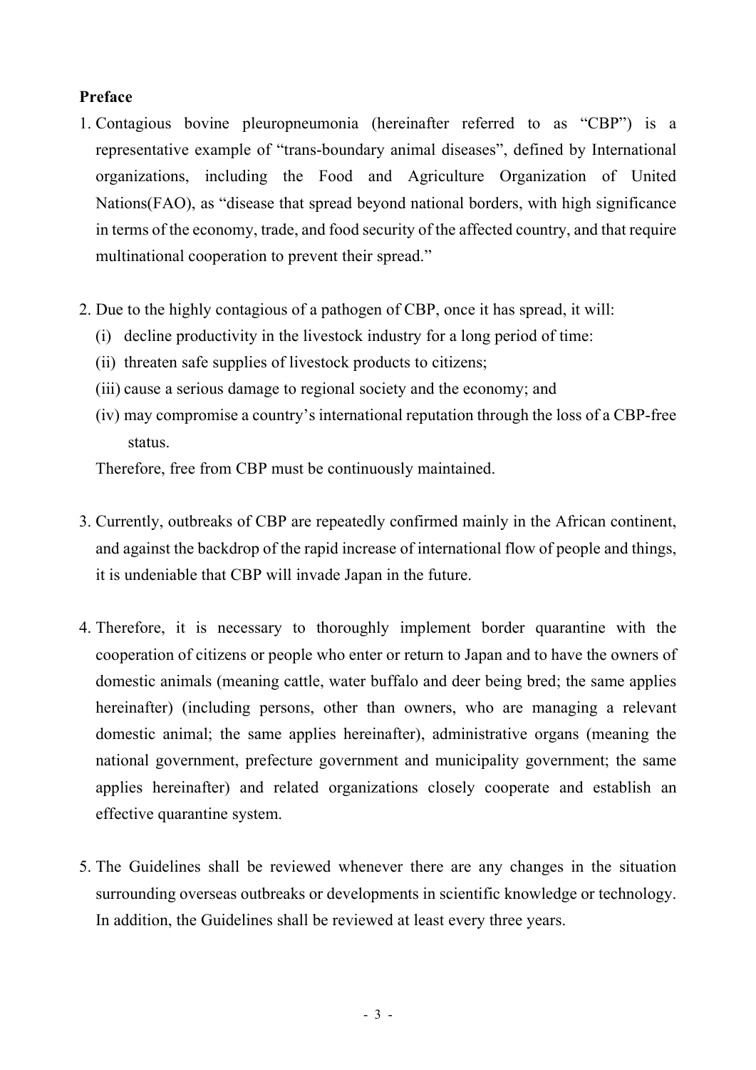**Preface**

1. Contagious bovine pleuropneumonia (hereinafter referred to as "CBP") is a representative example of "trans-boundary animal diseases", defined by International organizations, including the Food and Agriculture Organization of United Nations(FAO), as "disease that spread beyond national borders, with high significance in terms of the economy, trade, and food security of the affected country, and that require multinational cooperation to prevent their spread."

2. Due to the highly contagious of a pathogen of CBP, once it has spread, it will:
   (i) decline productivity in the livestock industry for a long period of time:
   (ii) threaten safe supplies of livestock products to citizens;
   (iii) cause a serious damage to regional society and the economy; and
   (iv) may compromise a country's international reputation through the loss of a CBP-free status.

   Therefore, free from CBP must be continuously maintained.

3. Currently, outbreaks of CBP are repeatedly confirmed mainly in the African continent, and against the backdrop of the rapid increase of international flow of people and things, it is undeniable that CBP will invade Japan in the future.

4. Therefore, it is necessary to thoroughly implement border quarantine with the cooperation of citizens or people who enter or return to Japan and to have the owners of domestic animals (meaning cattle, water buffalo and deer being bred; the same applies hereinafter) (including persons, other than owners, who are managing a relevant domestic animal; the same applies hereinafter), administrative organs (meaning the national government, prefecture government and municipality government; the same applies hereinafter) and related organizations closely cooperate and establish an effective quarantine system.

5. The Guidelines shall be reviewed whenever there are any changes in the situation surrounding overseas outbreaks or developments in scientific knowledge or technology. In addition, the Guidelines shall be reviewed at least every three years.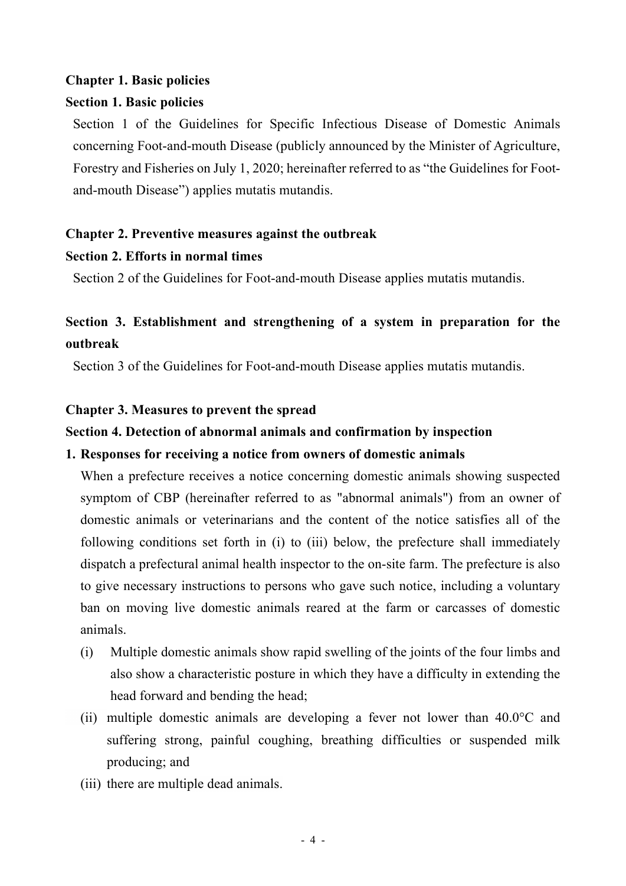## Chapter 1. Basic policies

### Section 1. Basic policies

Section 1 of the Guidelines for Specific Infectious Disease of Domestic Animals concerning Foot-and-mouth Disease (publicly announced by the Minister of Agriculture, Forestry and Fisheries on July 1, 2020; hereinafter referred to as "the Guidelines for Foot-and-mouth Disease") applies mutatis mutandis.

## Chapter 2. Preventive measures against the outbreak

### Section 2. Efforts in normal times

Section 2 of the Guidelines for Foot-and-mouth Disease applies mutatis mutandis.

### Section 3. Establishment and strengthening of a system in preparation for the outbreak

Section 3 of the Guidelines for Foot-and-mouth Disease applies mutatis mutandis.

## Chapter 3. Measures to prevent the spread

### Section 4. Detection of abnormal animals and confirmation by inspection

**1. Responses for receiving a notice from owners of domestic animals**

When a prefecture receives a notice concerning domestic animals showing suspected symptom of CBP (hereinafter referred to as "abnormal animals") from an owner of domestic animals or veterinarians and the content of the notice satisfies all of the following conditions set forth in (i) to (iii) below, the prefecture shall immediately dispatch a prefectural animal health inspector to the on-site farm. The prefecture is also to give necessary instructions to persons who gave such notice, including a voluntary ban on moving live domestic animals reared at the farm or carcasses of domestic animals.

(i) Multiple domestic animals show rapid swelling of the joints of the four limbs and also show a characteristic posture in which they have a difficulty in extending the head forward and bending the head;

(ii) multiple domestic animals are developing a fever not lower than 40.0°C and suffering strong, painful coughing, breathing difficulties or suspended milk producing; and

(iii) there are multiple dead animals.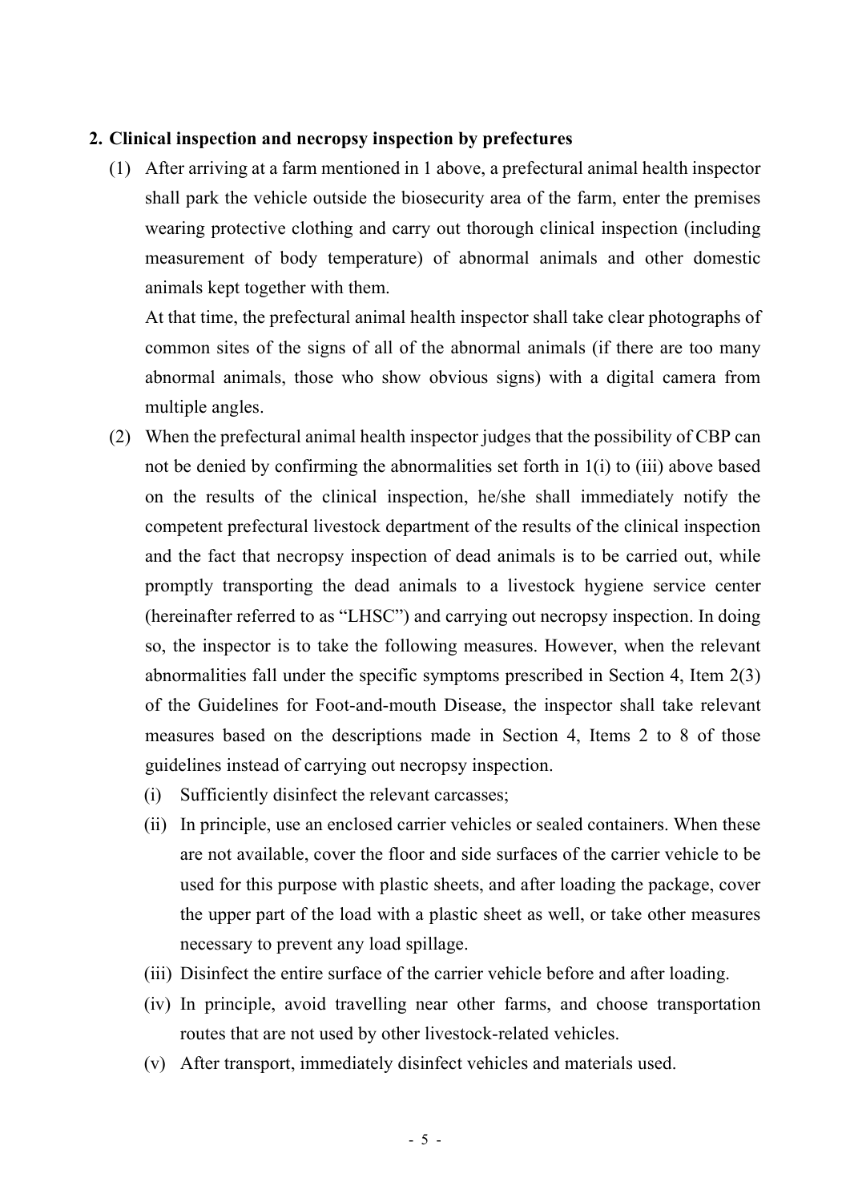## 2. Clinical inspection and necropsy inspection by prefectures

(1) After arriving at a farm mentioned in 1 above, a prefectural animal health inspector shall park the vehicle outside the biosecurity area of the farm, enter the premises wearing protective clothing and carry out thorough clinical inspection (including measurement of body temperature) of abnormal animals and other domestic animals kept together with them.

At that time, the prefectural animal health inspector shall take clear photographs of common sites of the signs of all of the abnormal animals (if there are too many abnormal animals, those who show obvious signs) with a digital camera from multiple angles.

(2) When the prefectural animal health inspector judges that the possibility of CBP can not be denied by confirming the abnormalities set forth in 1(i) to (iii) above based on the results of the clinical inspection, he/she shall immediately notify the competent prefectural livestock department of the results of the clinical inspection and the fact that necropsy inspection of dead animals is to be carried out, while promptly transporting the dead animals to a livestock hygiene service center (hereinafter referred to as "LHSC") and carrying out necropsy inspection. In doing so, the inspector is to take the following measures. However, when the relevant abnormalities fall under the specific symptoms prescribed in Section 4, Item 2(3) of the Guidelines for Foot-and-mouth Disease, the inspector shall take relevant measures based on the descriptions made in Section 4, Items 2 to 8 of those guidelines instead of carrying out necropsy inspection.

(i) Sufficiently disinfect the relevant carcasses;

(ii) In principle, use an enclosed carrier vehicles or sealed containers. When these are not available, cover the floor and side surfaces of the carrier vehicle to be used for this purpose with plastic sheets, and after loading the package, cover the upper part of the load with a plastic sheet as well, or take other measures necessary to prevent any load spillage.

(iii) Disinfect the entire surface of the carrier vehicle before and after loading.

(iv) In principle, avoid travelling near other farms, and choose transportation routes that are not used by other livestock-related vehicles.

(v) After transport, immediately disinfect vehicles and materials used.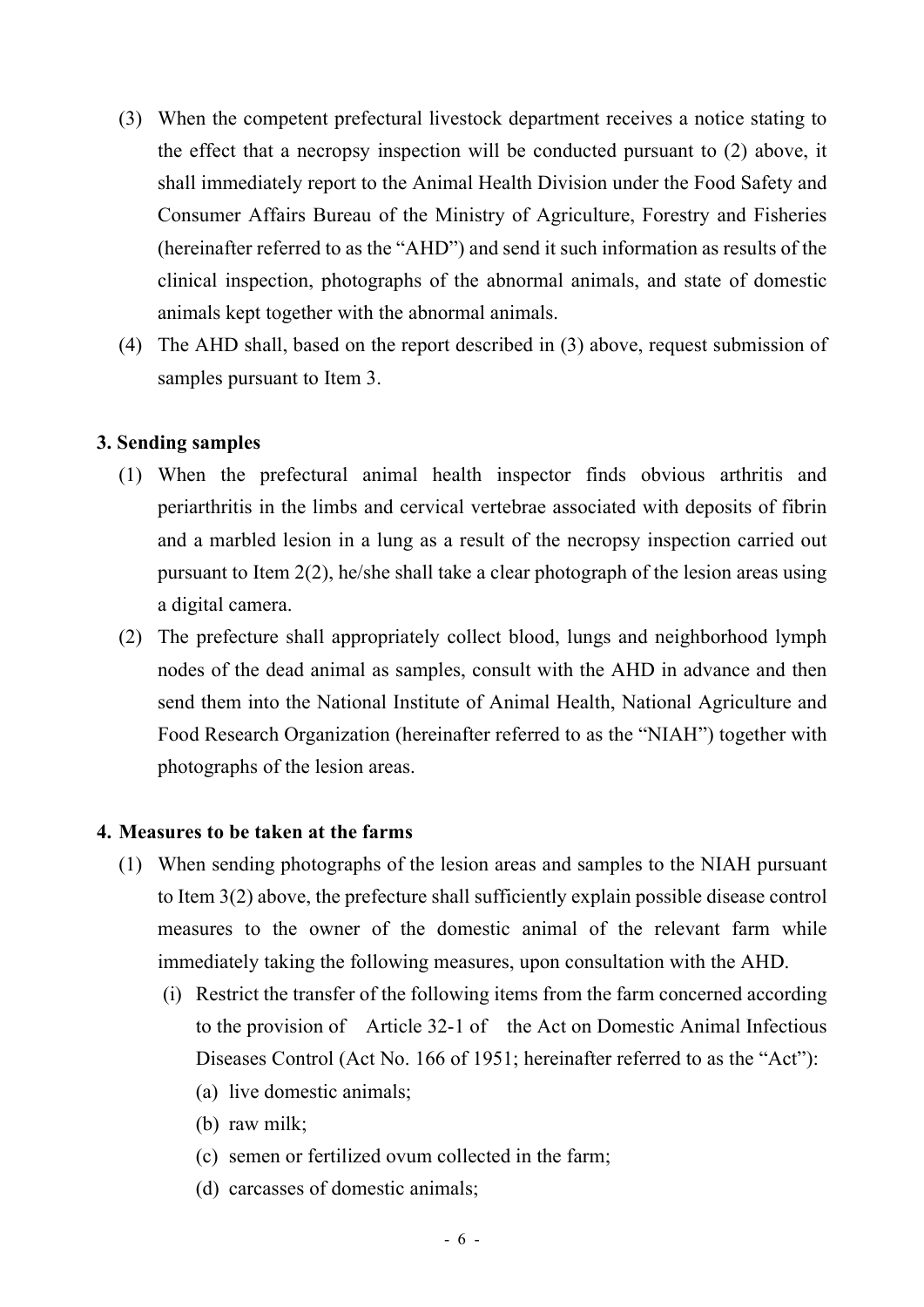(3) When the competent prefectural livestock department receives a notice stating to the effect that a necropsy inspection will be conducted pursuant to (2) above, it shall immediately report to the Animal Health Division under the Food Safety and Consumer Affairs Bureau of the Ministry of Agriculture, Forestry and Fisheries (hereinafter referred to as the "AHD") and send it such information as results of the clinical inspection, photographs of the abnormal animals, and state of domestic animals kept together with the abnormal animals.

(4) The AHD shall, based on the report described in (3) above, request submission of samples pursuant to Item 3.

### 3. Sending samples

(1) When the prefectural animal health inspector finds obvious arthritis and periarthritis in the limbs and cervical vertebrae associated with deposits of fibrin and a marbled lesion in a lung as a result of the necropsy inspection carried out pursuant to Item 2(2), he/she shall take a clear photograph of the lesion areas using a digital camera.

(2) The prefecture shall appropriately collect blood, lungs and neighborhood lymph nodes of the dead animal as samples, consult with the AHD in advance and then send them into the National Institute of Animal Health, National Agriculture and Food Research Organization (hereinafter referred to as the "NIAH") together with photographs of the lesion areas.

### 4. Measures to be taken at the farms

(1) When sending photographs of the lesion areas and samples to the NIAH pursuant to Item 3(2) above, the prefecture shall sufficiently explain possible disease control measures to the owner of the domestic animal of the relevant farm while immediately taking the following measures, upon consultation with the AHD.

(i) Restrict the transfer of the following items from the farm concerned according to the provision of Article 32-1 of the Act on Domestic Animal Infectious Diseases Control (Act No. 166 of 1951; hereinafter referred to as the "Act"):

(a) live domestic animals;

(b) raw milk;

(c) semen or fertilized ovum collected in the farm;

(d) carcasses of domestic animals;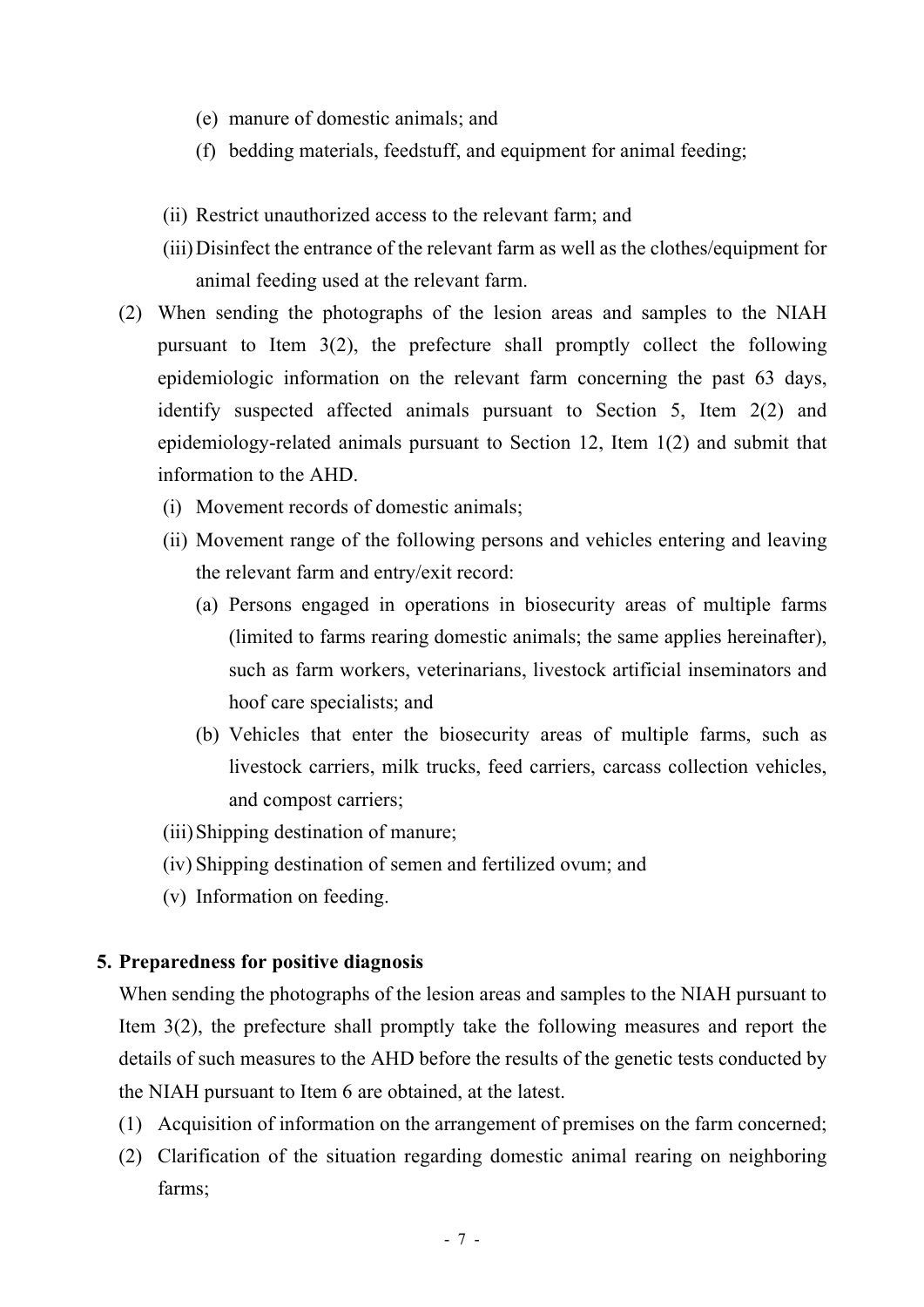(e) manure of domestic animals; and

(f) bedding materials, feedstuff, and equipment for animal feeding;

(ii) Restrict unauthorized access to the relevant farm; and

(iii) Disinfect the entrance of the relevant farm as well as the clothes/equipment for animal feeding used at the relevant farm.

(2) When sending the photographs of the lesion areas and samples to the NIAH pursuant to Item 3(2), the prefecture shall promptly collect the following epidemiologic information on the relevant farm concerning the past 63 days, identify suspected affected animals pursuant to Section 5, Item 2(2) and epidemiology-related animals pursuant to Section 12, Item 1(2) and submit that information to the AHD.

(i) Movement records of domestic animals;

(ii) Movement range of the following persons and vehicles entering and leaving the relevant farm and entry/exit record:

(a) Persons engaged in operations in biosecurity areas of multiple farms (limited to farms rearing domestic animals; the same applies hereinafter), such as farm workers, veterinarians, livestock artificial inseminators and hoof care specialists; and

(b) Vehicles that enter the biosecurity areas of multiple farms, such as livestock carriers, milk trucks, feed carriers, carcass collection vehicles, and compost carriers;

(iii) Shipping destination of manure;

(iv) Shipping destination of semen and fertilized ovum; and

(v) Information on feeding.

**5. Preparedness for positive diagnosis**

When sending the photographs of the lesion areas and samples to the NIAH pursuant to Item 3(2), the prefecture shall promptly take the following measures and report the details of such measures to the AHD before the results of the genetic tests conducted by the NIAH pursuant to Item 6 are obtained, at the latest.

(1) Acquisition of information on the arrangement of premises on the farm concerned;

(2) Clarification of the situation regarding domestic animal rearing on neighboring farms;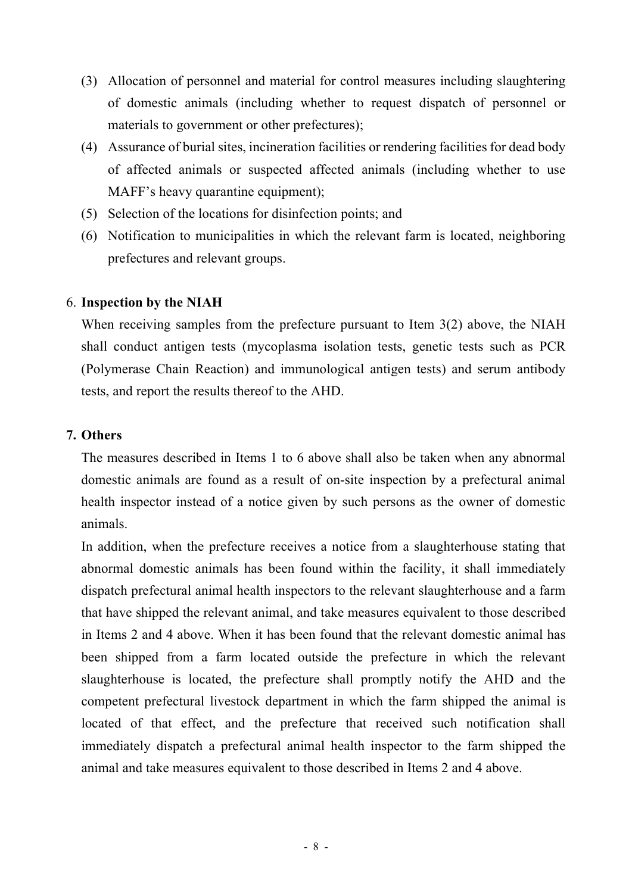(3) Allocation of personnel and material for control measures including slaughtering of domestic animals (including whether to request dispatch of personnel or materials to government or other prefectures);

(4) Assurance of burial sites, incineration facilities or rendering facilities for dead body of affected animals or suspected affected animals (including whether to use MAFF's heavy quarantine equipment);

(5) Selection of the locations for disinfection points; and

(6) Notification to municipalities in which the relevant farm is located, neighboring prefectures and relevant groups.

6. **Inspection by the NIAH**

When receiving samples from the prefecture pursuant to Item 3(2) above, the NIAH shall conduct antigen tests (mycoplasma isolation tests, genetic tests such as PCR (Polymerase Chain Reaction) and immunological antigen tests) and serum antibody tests, and report the results thereof to the AHD.

**7. Others**

The measures described in Items 1 to 6 above shall also be taken when any abnormal domestic animals are found as a result of on-site inspection by a prefectural animal health inspector instead of a notice given by such persons as the owner of domestic animals.

In addition, when the prefecture receives a notice from a slaughterhouse stating that abnormal domestic animals has been found within the facility, it shall immediately dispatch prefectural animal health inspectors to the relevant slaughterhouse and a farm that have shipped the relevant animal, and take measures equivalent to those described in Items 2 and 4 above. When it has been found that the relevant domestic animal has been shipped from a farm located outside the prefecture in which the relevant slaughterhouse is located, the prefecture shall promptly notify the AHD and the competent prefectural livestock department in which the farm shipped the animal is located of that effect, and the prefecture that received such notification shall immediately dispatch a prefectural animal health inspector to the farm shipped the animal and take measures equivalent to those described in Items 2 and 4 above.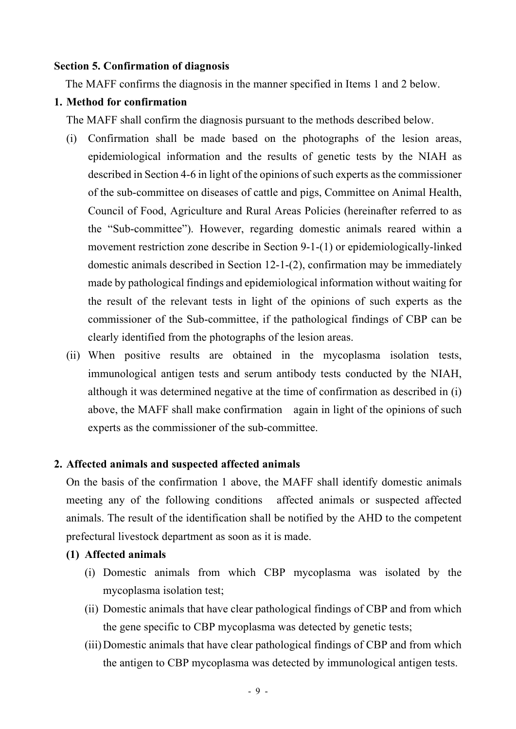**Section 5. Confirmation of diagnosis**

The MAFF confirms the diagnosis in the manner specified in Items 1 and 2 below.

**1. Method for confirmation**

The MAFF shall confirm the diagnosis pursuant to the methods described below.

(i) Confirmation shall be made based on the photographs of the lesion areas, epidemiological information and the results of genetic tests by the NIAH as described in Section 4-6 in light of the opinions of such experts as the commissioner of the sub-committee on diseases of cattle and pigs, Committee on Animal Health, Council of Food, Agriculture and Rural Areas Policies (hereinafter referred to as the "Sub-committee"). However, regarding domestic animals reared within a movement restriction zone describe in Section 9-1-(1) or epidemiologically-linked domestic animals described in Section 12-1-(2), confirmation may be immediately made by pathological findings and epidemiological information without waiting for the result of the relevant tests in light of the opinions of such experts as the commissioner of the Sub-committee, if the pathological findings of CBP can be clearly identified from the photographs of the lesion areas.

(ii) When positive results are obtained in the mycoplasma isolation tests, immunological antigen tests and serum antibody tests conducted by the NIAH, although it was determined negative at the time of confirmation as described in (i) above, the MAFF shall make confirmation again in light of the opinions of such experts as the commissioner of the sub-committee.

**2. Affected animals and suspected affected animals**

On the basis of the confirmation 1 above, the MAFF shall identify domestic animals meeting any of the following conditions affected animals or suspected affected animals. The result of the identification shall be notified by the AHD to the competent prefectural livestock department as soon as it is made.

**(1) Affected animals**

(i) Domestic animals from which CBP mycoplasma was isolated by the mycoplasma isolation test;

(ii) Domestic animals that have clear pathological findings of CBP and from which the gene specific to CBP mycoplasma was detected by genetic tests;

(iii) Domestic animals that have clear pathological findings of CBP and from which the antigen to CBP mycoplasma was detected by immunological antigen tests.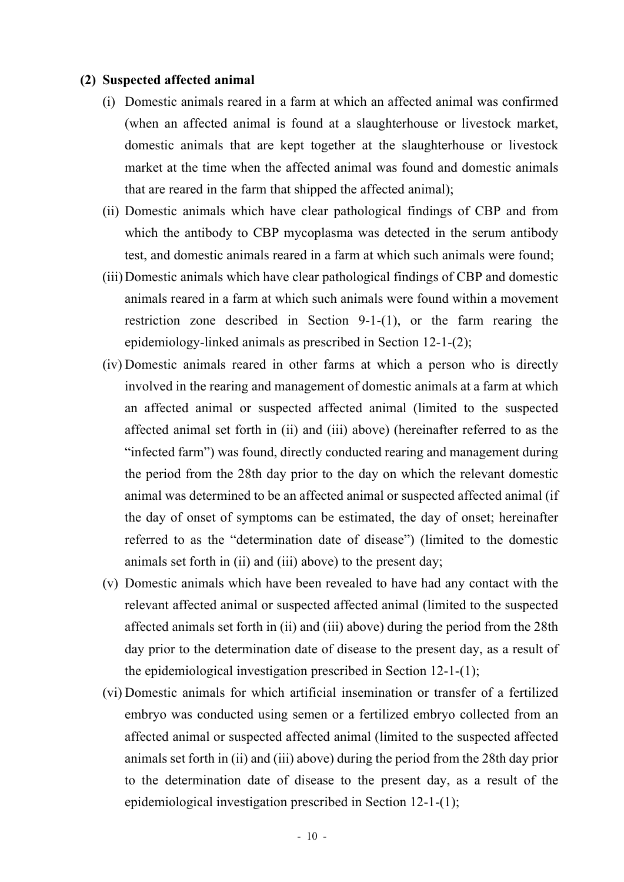**(2) Suspected affected animal**

(i) Domestic animals reared in a farm at which an affected animal was confirmed (when an affected animal is found at a slaughterhouse or livestock market, domestic animals that are kept together at the slaughterhouse or livestock market at the time when the affected animal was found and domestic animals that are reared in the farm that shipped the affected animal);

(ii) Domestic animals which have clear pathological findings of CBP and from which the antibody to CBP mycoplasma was detected in the serum antibody test, and domestic animals reared in a farm at which such animals were found;

(iii) Domestic animals which have clear pathological findings of CBP and domestic animals reared in a farm at which such animals were found within a movement restriction zone described in Section 9-1-(1), or the farm rearing the epidemiology-linked animals as prescribed in Section 12-1-(2);

(iv) Domestic animals reared in other farms at which a person who is directly involved in the rearing and management of domestic animals at a farm at which an affected animal or suspected affected animal (limited to the suspected affected animal set forth in (ii) and (iii) above) (hereinafter referred to as the "infected farm") was found, directly conducted rearing and management during the period from the 28th day prior to the day on which the relevant domestic animal was determined to be an affected animal or suspected affected animal (if the day of onset of symptoms can be estimated, the day of onset; hereinafter referred to as the "determination date of disease") (limited to the domestic animals set forth in (ii) and (iii) above) to the present day;

(v) Domestic animals which have been revealed to have had any contact with the relevant affected animal or suspected affected animal (limited to the suspected affected animals set forth in (ii) and (iii) above) during the period from the 28th day prior to the determination date of disease to the present day, as a result of the epidemiological investigation prescribed in Section 12-1-(1);

(vi) Domestic animals for which artificial insemination or transfer of a fertilized embryo was conducted using semen or a fertilized embryo collected from an affected animal or suspected affected animal (limited to the suspected affected animals set forth in (ii) and (iii) above) during the period from the 28th day prior to the determination date of disease to the present day, as a result of the epidemiological investigation prescribed in Section 12-1-(1);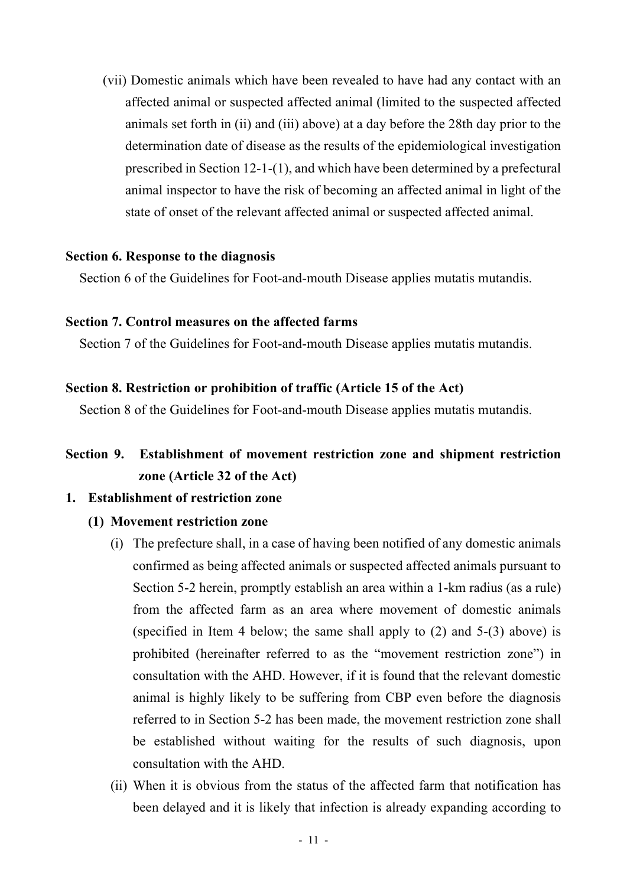(vii) Domestic animals which have been revealed to have had any contact with an affected animal or suspected affected animal (limited to the suspected affected animals set forth in (ii) and (iii) above) at a day before the 28th day prior to the determination date of disease as the results of the epidemiological investigation prescribed in Section 12-1-(1), and which have been determined by a prefectural animal inspector to have the risk of becoming an affected animal in light of the state of onset of the relevant affected animal or suspected affected animal.

## Section 6. Response to the diagnosis

Section 6 of the Guidelines for Foot-and-mouth Disease applies mutatis mutandis.

## Section 7. Control measures on the affected farms

Section 7 of the Guidelines for Foot-and-mouth Disease applies mutatis mutandis.

## Section 8. Restriction or prohibition of traffic (Article 15 of the Act)

Section 8 of the Guidelines for Foot-and-mouth Disease applies mutatis mutandis.

## Section 9. Establishment of movement restriction zone and shipment restriction zone (Article 32 of the Act)

### 1. Establishment of restriction zone

#### (1) Movement restriction zone

(i) The prefecture shall, in a case of having been notified of any domestic animals confirmed as being affected animals or suspected affected animals pursuant to Section 5-2 herein, promptly establish an area within a 1-km radius (as a rule) from the affected farm as an area where movement of domestic animals (specified in Item 4 below; the same shall apply to (2) and 5-(3) above) is prohibited (hereinafter referred to as the "movement restriction zone") in consultation with the AHD. However, if it is found that the relevant domestic animal is highly likely to be suffering from CBP even before the diagnosis referred to in Section 5-2 has been made, the movement restriction zone shall be established without waiting for the results of such diagnosis, upon consultation with the AHD.

(ii) When it is obvious from the status of the affected farm that notification has been delayed and it is likely that infection is already expanding according to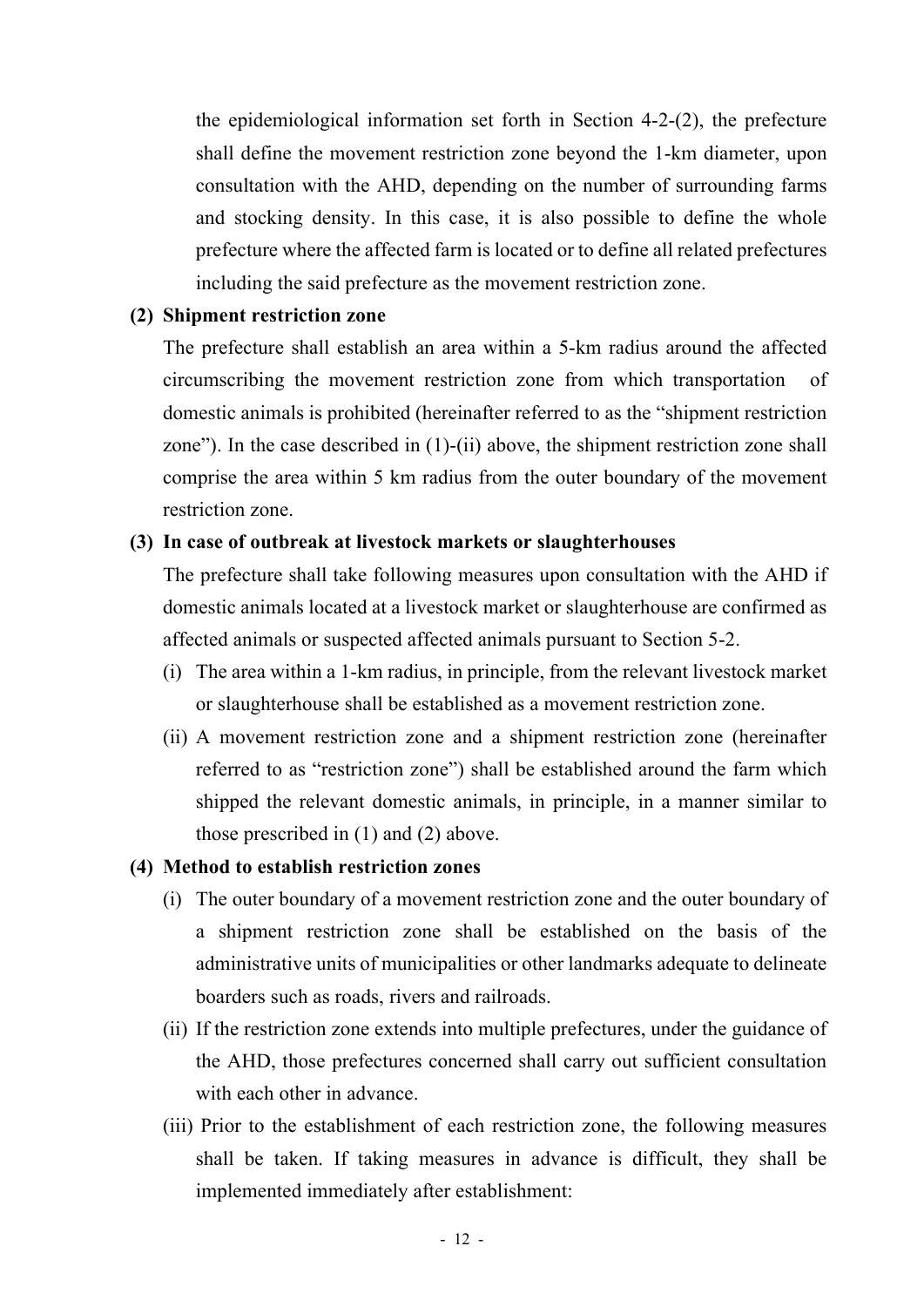the epidemiological information set forth in Section 4-2-(2), the prefecture shall define the movement restriction zone beyond the 1-km diameter, upon consultation with the AHD, depending on the number of surrounding farms and stocking density. In this case, it is also possible to define the whole prefecture where the affected farm is located or to define all related prefectures including the said prefecture as the movement restriction zone.

**(2) Shipment restriction zone**

The prefecture shall establish an area within a 5-km radius around the affected circumscribing the movement restriction zone from which transportation of domestic animals is prohibited (hereinafter referred to as the "shipment restriction zone"). In the case described in (1)-(ii) above, the shipment restriction zone shall comprise the area within 5 km radius from the outer boundary of the movement restriction zone.

**(3) In case of outbreak at livestock markets or slaughterhouses**

The prefecture shall take following measures upon consultation with the AHD if domestic animals located at a livestock market or slaughterhouse are confirmed as affected animals or suspected affected animals pursuant to Section 5-2.

(i) The area within a 1-km radius, in principle, from the relevant livestock market or slaughterhouse shall be established as a movement restriction zone.

(ii) A movement restriction zone and a shipment restriction zone (hereinafter referred to as "restriction zone") shall be established around the farm which shipped the relevant domestic animals, in principle, in a manner similar to those prescribed in (1) and (2) above.

**(4) Method to establish restriction zones**

(i) The outer boundary of a movement restriction zone and the outer boundary of a shipment restriction zone shall be established on the basis of the administrative units of municipalities or other landmarks adequate to delineate boarders such as roads, rivers and railroads.

(ii) If the restriction zone extends into multiple prefectures, under the guidance of the AHD, those prefectures concerned shall carry out sufficient consultation with each other in advance.

(iii) Prior to the establishment of each restriction zone, the following measures shall be taken. If taking measures in advance is difficult, they shall be implemented immediately after establishment: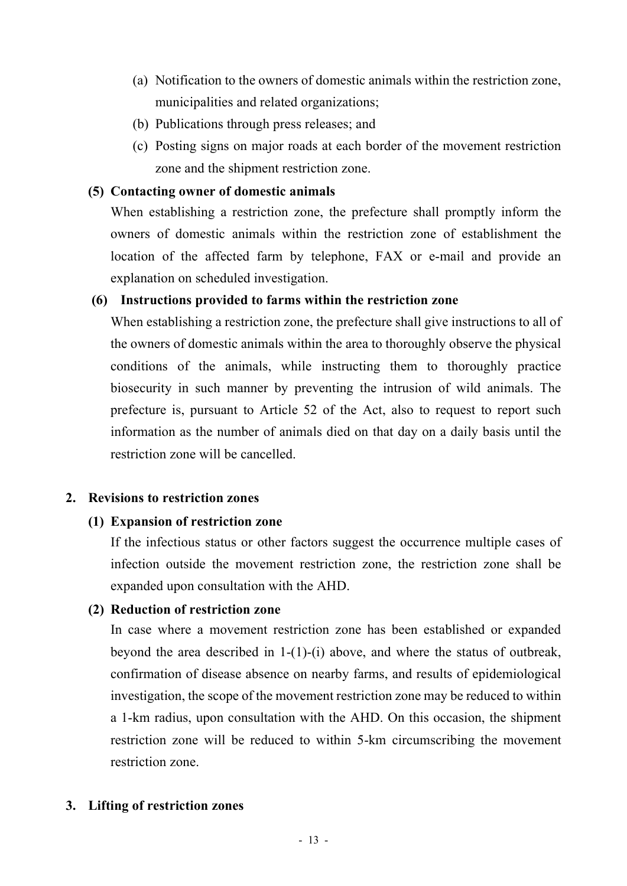(a) Notification to the owners of domestic animals within the restriction zone, municipalities and related organizations;

(b) Publications through press releases; and

(c) Posting signs on major roads at each border of the movement restriction zone and the shipment restriction zone.

**(5) Contacting owner of domestic animals**

When establishing a restriction zone, the prefecture shall promptly inform the owners of domestic animals within the restriction zone of establishment the location of the affected farm by telephone, FAX or e-mail and provide an explanation on scheduled investigation.

**(6) Instructions provided to farms within the restriction zone**

When establishing a restriction zone, the prefecture shall give instructions to all of the owners of domestic animals within the area to thoroughly observe the physical conditions of the animals, while instructing them to thoroughly practice biosecurity in such manner by preventing the intrusion of wild animals. The prefecture is, pursuant to Article 52 of the Act, also to request to report such information as the number of animals died on that day on a daily basis until the restriction zone will be cancelled.

## 2. Revisions to restriction zones

**(1) Expansion of restriction zone**

If the infectious status or other factors suggest the occurrence multiple cases of infection outside the movement restriction zone, the restriction zone shall be expanded upon consultation with the AHD.

**(2) Reduction of restriction zone**

In case where a movement restriction zone has been established or expanded beyond the area described in 1-(1)-(i) above, and where the status of outbreak, confirmation of disease absence on nearby farms, and results of epidemiological investigation, the scope of the movement restriction zone may be reduced to within a 1-km radius, upon consultation with the AHD. On this occasion, the shipment restriction zone will be reduced to within 5-km circumscribing the movement restriction zone.

## 3. Lifting of restriction zones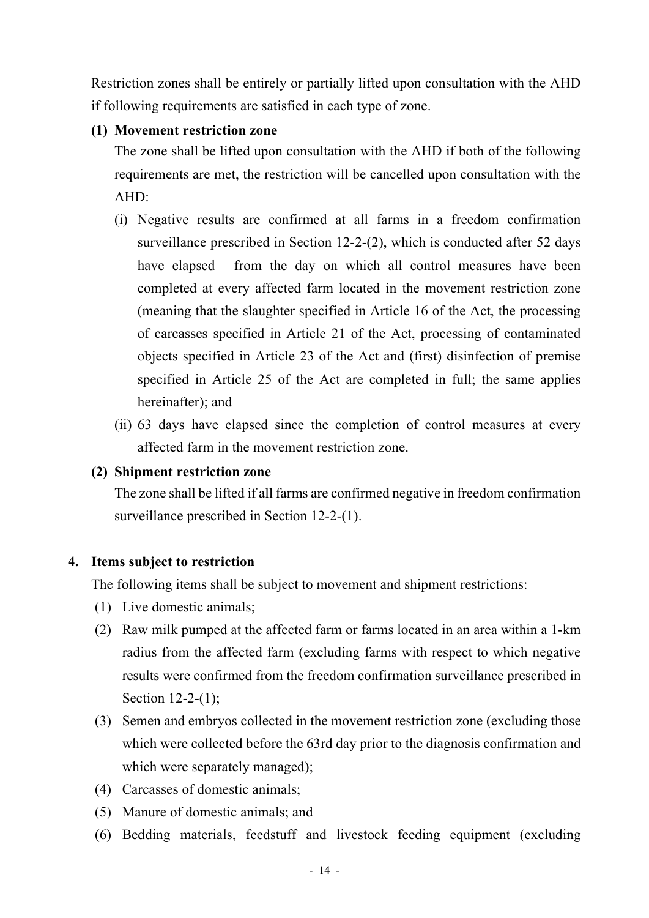Restriction zones shall be entirely or partially lifted upon consultation with the AHD if following requirements are satisfied in each type of zone.

**(1) Movement restriction zone**

The zone shall be lifted upon consultation with the AHD if both of the following requirements are met, the restriction will be cancelled upon consultation with the AHD:

(i) Negative results are confirmed at all farms in a freedom confirmation surveillance prescribed in Section 12-2-(2), which is conducted after 52 days have elapsed from the day on which all control measures have been completed at every affected farm located in the movement restriction zone (meaning that the slaughter specified in Article 16 of the Act, the processing of carcasses specified in Article 21 of the Act, processing of contaminated objects specified in Article 23 of the Act and (first) disinfection of premise specified in Article 25 of the Act are completed in full; the same applies hereinafter); and

(ii) 63 days have elapsed since the completion of control measures at every affected farm in the movement restriction zone.

**(2) Shipment restriction zone**

The zone shall be lifted if all farms are confirmed negative in freedom confirmation surveillance prescribed in Section 12-2-(1).

**4. Items subject to restriction**

The following items shall be subject to movement and shipment restrictions:

(1) Live domestic animals;

(2) Raw milk pumped at the affected farm or farms located in an area within a 1-km radius from the affected farm (excluding farms with respect to which negative results were confirmed from the freedom confirmation surveillance prescribed in Section 12-2-(1);

(3) Semen and embryos collected in the movement restriction zone (excluding those which were collected before the 63rd day prior to the diagnosis confirmation and which were separately managed);

(4) Carcasses of domestic animals;

(5) Manure of domestic animals; and

(6) Bedding materials, feedstuff and livestock feeding equipment (excluding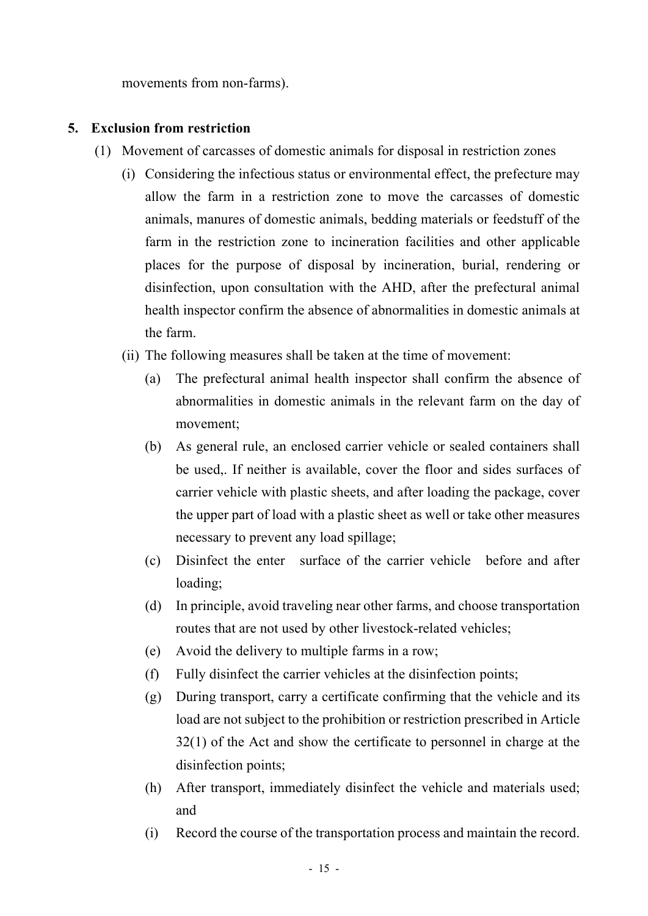movements from non-farms).

## 5. Exclusion from restriction

(1) Movement of carcasses of domestic animals for disposal in restriction zones

(i) Considering the infectious status or environmental effect, the prefecture may allow the farm in a restriction zone to move the carcasses of domestic animals, manures of domestic animals, bedding materials or feedstuff of the farm in the restriction zone to incineration facilities and other applicable places for the purpose of disposal by incineration, burial, rendering or disinfection, upon consultation with the AHD, after the prefectural animal health inspector confirm the absence of abnormalities in domestic animals at the farm.

(ii) The following measures shall be taken at the time of movement:

(a) The prefectural animal health inspector shall confirm the absence of abnormalities in domestic animals in the relevant farm on the day of movement;

(b) As general rule, an enclosed carrier vehicle or sealed containers shall be used,. If neither is available, cover the floor and sides surfaces of carrier vehicle with plastic sheets, and after loading the package, cover the upper part of load with a plastic sheet as well or take other measures necessary to prevent any load spillage;

(c) Disinfect the enter surface of the carrier vehicle before and after loading;

(d) In principle, avoid traveling near other farms, and choose transportation routes that are not used by other livestock-related vehicles;

(e) Avoid the delivery to multiple farms in a row;

(f) Fully disinfect the carrier vehicles at the disinfection points;

(g) During transport, carry a certificate confirming that the vehicle and its load are not subject to the prohibition or restriction prescribed in Article 32(1) of the Act and show the certificate to personnel in charge at the disinfection points;

(h) After transport, immediately disinfect the vehicle and materials used; and

(i) Record the course of the transportation process and maintain the record.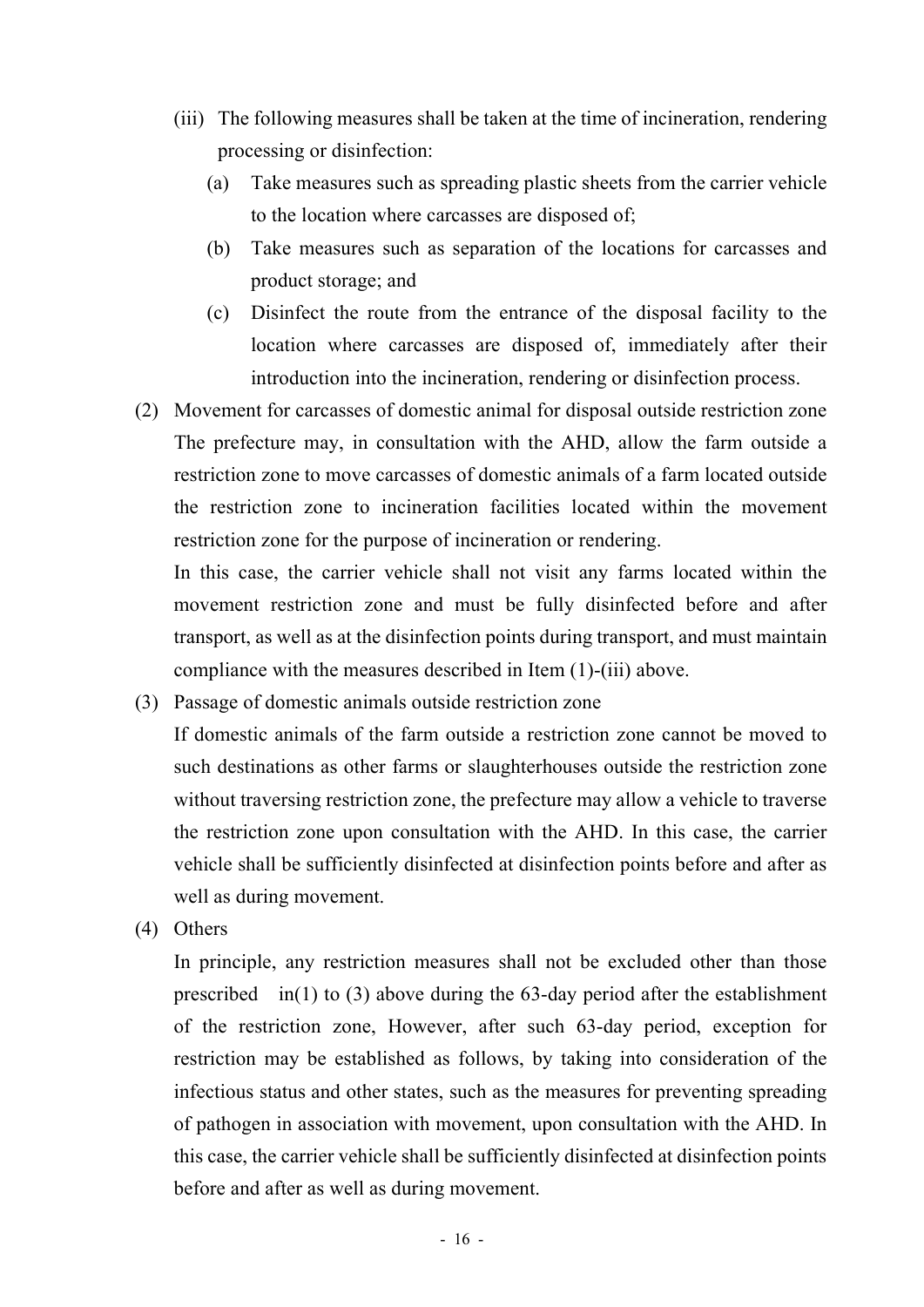(iii) The following measures shall be taken at the time of incineration, rendering processing or disinfection:

   (a) Take measures such as spreading plastic sheets from the carrier vehicle to the location where carcasses are disposed of;

   (b) Take measures such as separation of the locations for carcasses and product storage; and

   (c) Disinfect the route from the entrance of the disposal facility to the location where carcasses are disposed of, immediately after their introduction into the incineration, rendering or disinfection process.

(2) Movement for carcasses of domestic animal for disposal outside restriction zone

The prefecture may, in consultation with the AHD, allow the farm outside a restriction zone to move carcasses of domestic animals of a farm located outside the restriction zone to incineration facilities located within the movement restriction zone for the purpose of incineration or rendering.

In this case, the carrier vehicle shall not visit any farms located within the movement restriction zone and must be fully disinfected before and after transport, as well as at the disinfection points during transport, and must maintain compliance with the measures described in Item (1)-(iii) above.

(3) Passage of domestic animals outside restriction zone

If domestic animals of the farm outside a restriction zone cannot be moved to such destinations as other farms or slaughterhouses outside the restriction zone without traversing restriction zone, the prefecture may allow a vehicle to traverse the restriction zone upon consultation with the AHD. In this case, the carrier vehicle shall be sufficiently disinfected at disinfection points before and after as well as during movement.

(4) Others

In principle, any restriction measures shall not be excluded other than those prescribed in(1) to (3) above during the 63-day period after the establishment of the restriction zone, However, after such 63-day period, exception for restriction may be established as follows, by taking into consideration of the infectious status and other states, such as the measures for preventing spreading of pathogen in association with movement, upon consultation with the AHD. In this case, the carrier vehicle shall be sufficiently disinfected at disinfection points before and after as well as during movement.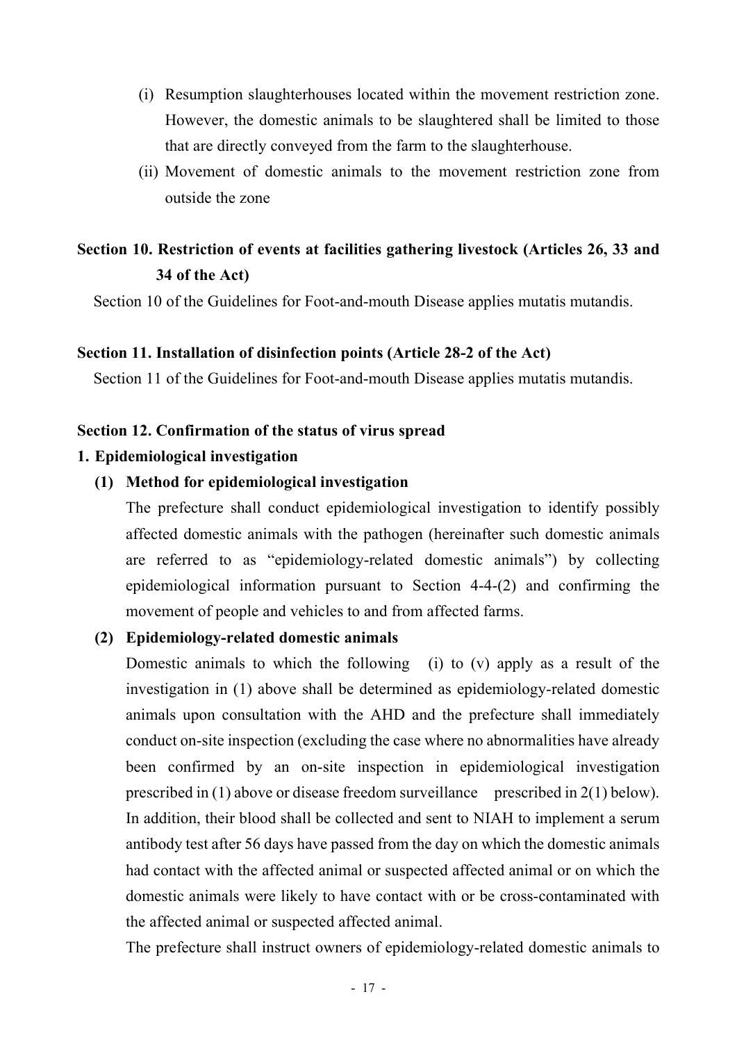(i) Resumption slaughterhouses located within the movement restriction zone. However, the domestic animals to be slaughtered shall be limited to those that are directly conveyed from the farm to the slaughterhouse.

(ii) Movement of domestic animals to the movement restriction zone from outside the zone

## Section 10. Restriction of events at facilities gathering livestock (Articles 26, 33 and 34 of the Act)

Section 10 of the Guidelines for Foot-and-mouth Disease applies mutatis mutandis.

## Section 11. Installation of disinfection points (Article 28-2 of the Act)

Section 11 of the Guidelines for Foot-and-mouth Disease applies mutatis mutandis.

## Section 12. Confirmation of the status of virus spread

### 1. Epidemiological investigation

#### (1) Method for epidemiological investigation

The prefecture shall conduct epidemiological investigation to identify possibly affected domestic animals with the pathogen (hereinafter such domestic animals are referred to as "epidemiology-related domestic animals") by collecting epidemiological information pursuant to Section 4-4-(2) and confirming the movement of people and vehicles to and from affected farms.

#### (2) Epidemiology-related domestic animals

Domestic animals to which the following (i) to (v) apply as a result of the investigation in (1) above shall be determined as epidemiology-related domestic animals upon consultation with the AHD and the prefecture shall immediately conduct on-site inspection (excluding the case where no abnormalities have already been confirmed by an on-site inspection in epidemiological investigation prescribed in (1) above or disease freedom surveillance prescribed in 2(1) below). In addition, their blood shall be collected and sent to NIAH to implement a serum antibody test after 56 days have passed from the day on which the domestic animals had contact with the affected animal or suspected affected animal or on which the domestic animals were likely to have contact with or be cross-contaminated with the affected animal or suspected affected animal.

The prefecture shall instruct owners of epidemiology-related domestic animals to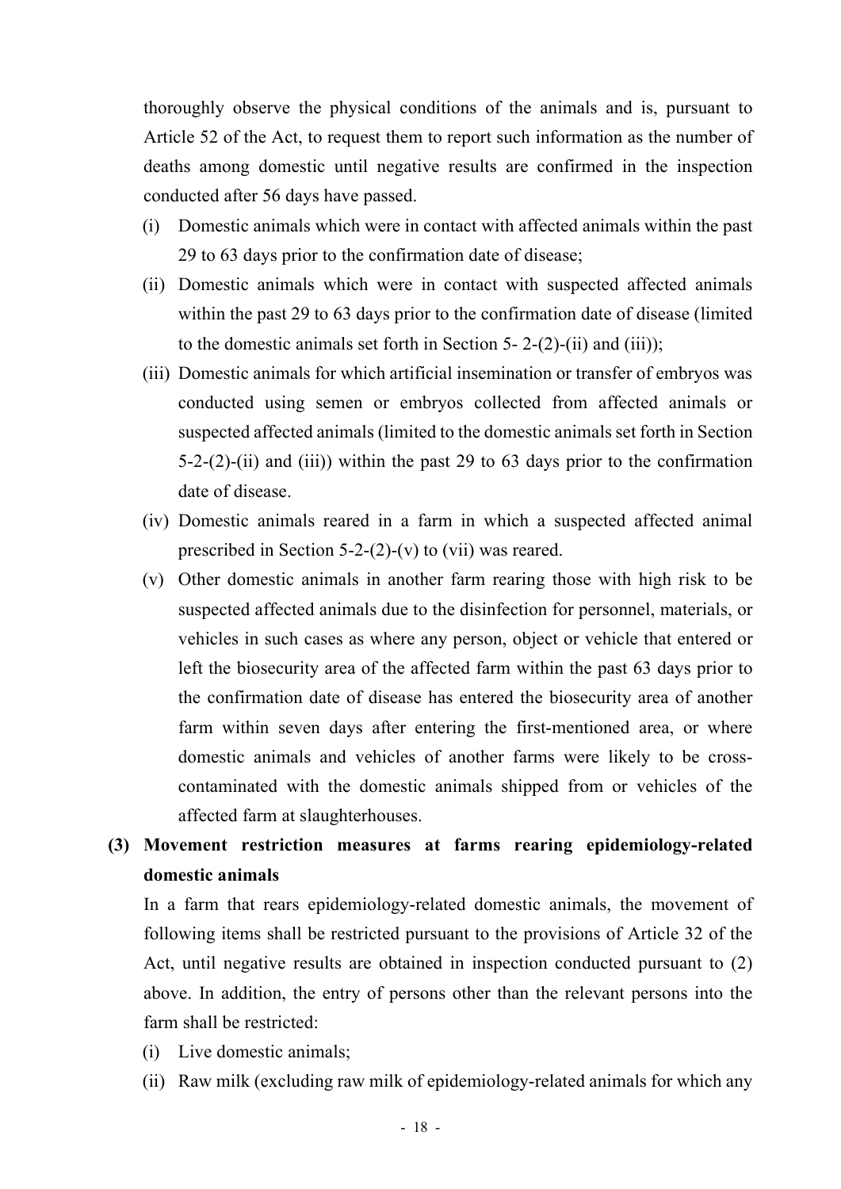thoroughly observe the physical conditions of the animals and is, pursuant to Article 52 of the Act, to request them to report such information as the number of deaths among domestic until negative results are confirmed in the inspection conducted after 56 days have passed.

(i) Domestic animals which were in contact with affected animals within the past 29 to 63 days prior to the confirmation date of disease;

(ii) Domestic animals which were in contact with suspected affected animals within the past 29 to 63 days prior to the confirmation date of disease (limited to the domestic animals set forth in Section 5- 2-(2)-(ii) and (iii));

(iii) Domestic animals for which artificial insemination or transfer of embryos was conducted using semen or embryos collected from affected animals or suspected affected animals (limited to the domestic animals set forth in Section 5-2-(2)-(ii) and (iii)) within the past 29 to 63 days prior to the confirmation date of disease.

(iv) Domestic animals reared in a farm in which a suspected affected animal prescribed in Section 5-2-(2)-(v) to (vii) was reared.

(v) Other domestic animals in another farm rearing those with high risk to be suspected affected animals due to the disinfection for personnel, materials, or vehicles in such cases as where any person, object or vehicle that entered or left the biosecurity area of the affected farm within the past 63 days prior to the confirmation date of disease has entered the biosecurity area of another farm within seven days after entering the first-mentioned area, or where domestic animals and vehicles of another farms were likely to be cross-contaminated with the domestic animals shipped from or vehicles of the affected farm at slaughterhouses.

**(3) Movement restriction measures at farms rearing epidemiology-related domestic animals**

In a farm that rears epidemiology-related domestic animals, the movement of following items shall be restricted pursuant to the provisions of Article 32 of the Act, until negative results are obtained in inspection conducted pursuant to (2) above. In addition, the entry of persons other than the relevant persons into the farm shall be restricted:

(i) Live domestic animals;

(ii) Raw milk (excluding raw milk of epidemiology-related animals for which any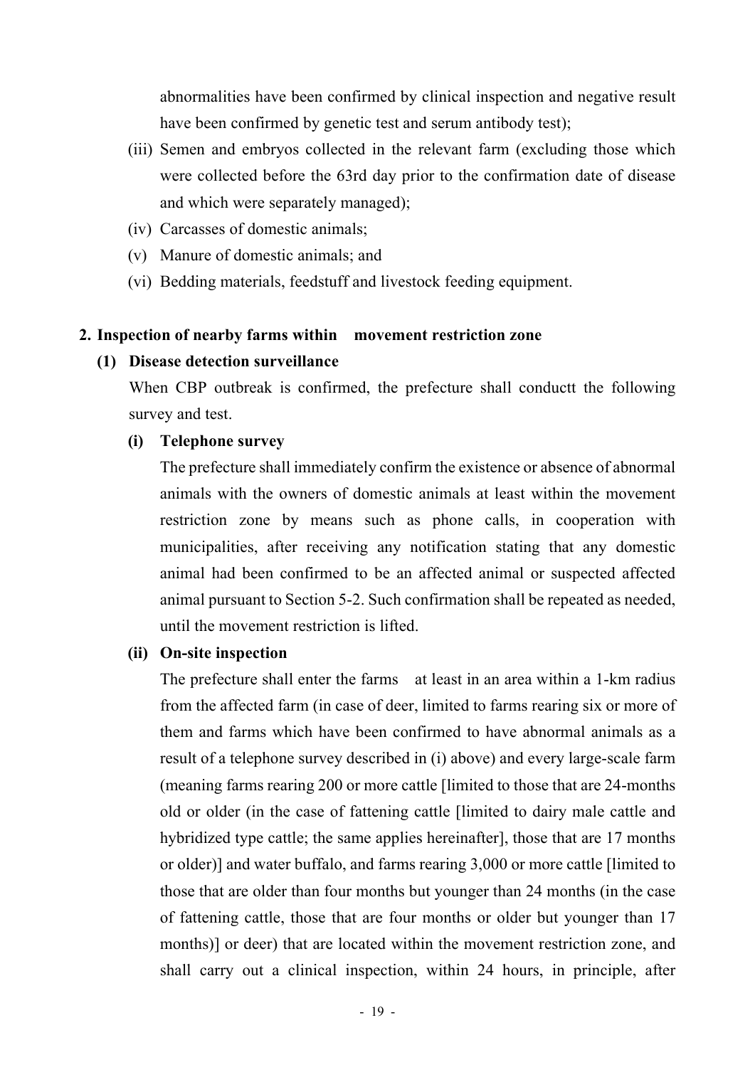abnormalities have been confirmed by clinical inspection and negative result have been confirmed by genetic test and serum antibody test);

(iii) Semen and embryos collected in the relevant farm (excluding those which were collected before the 63rd day prior to the confirmation date of disease and which were separately managed);

(iv) Carcasses of domestic animals;

(v) Manure of domestic animals; and

(vi) Bedding materials, feedstuff and livestock feeding equipment.

## 2. Inspection of nearby farms within movement restriction zone

### (1) Disease detection surveillance

When CBP outbreak is confirmed, the prefecture shall conductt the following survey and test.

#### (i) Telephone survey

The prefecture shall immediately confirm the existence or absence of abnormal animals with the owners of domestic animals at least within the movement restriction zone by means such as phone calls, in cooperation with municipalities, after receiving any notification stating that any domestic animal had been confirmed to be an affected animal or suspected affected animal pursuant to Section 5-2. Such confirmation shall be repeated as needed, until the movement restriction is lifted.

#### (ii) On-site inspection

The prefecture shall enter the farms at least in an area within a 1-km radius from the affected farm (in case of deer, limited to farms rearing six or more of them and farms which have been confirmed to have abnormal animals as a result of a telephone survey described in (i) above) and every large-scale farm (meaning farms rearing 200 or more cattle [limited to those that are 24-months old or older (in the case of fattening cattle [limited to dairy male cattle and hybridized type cattle; the same applies hereinafter], those that are 17 months or older)] and water buffalo, and farms rearing 3,000 or more cattle [limited to those that are older than four months but younger than 24 months (in the case of fattening cattle, those that are four months or older but younger than 17 months)] or deer) that are located within the movement restriction zone, and shall carry out a clinical inspection, within 24 hours, in principle, after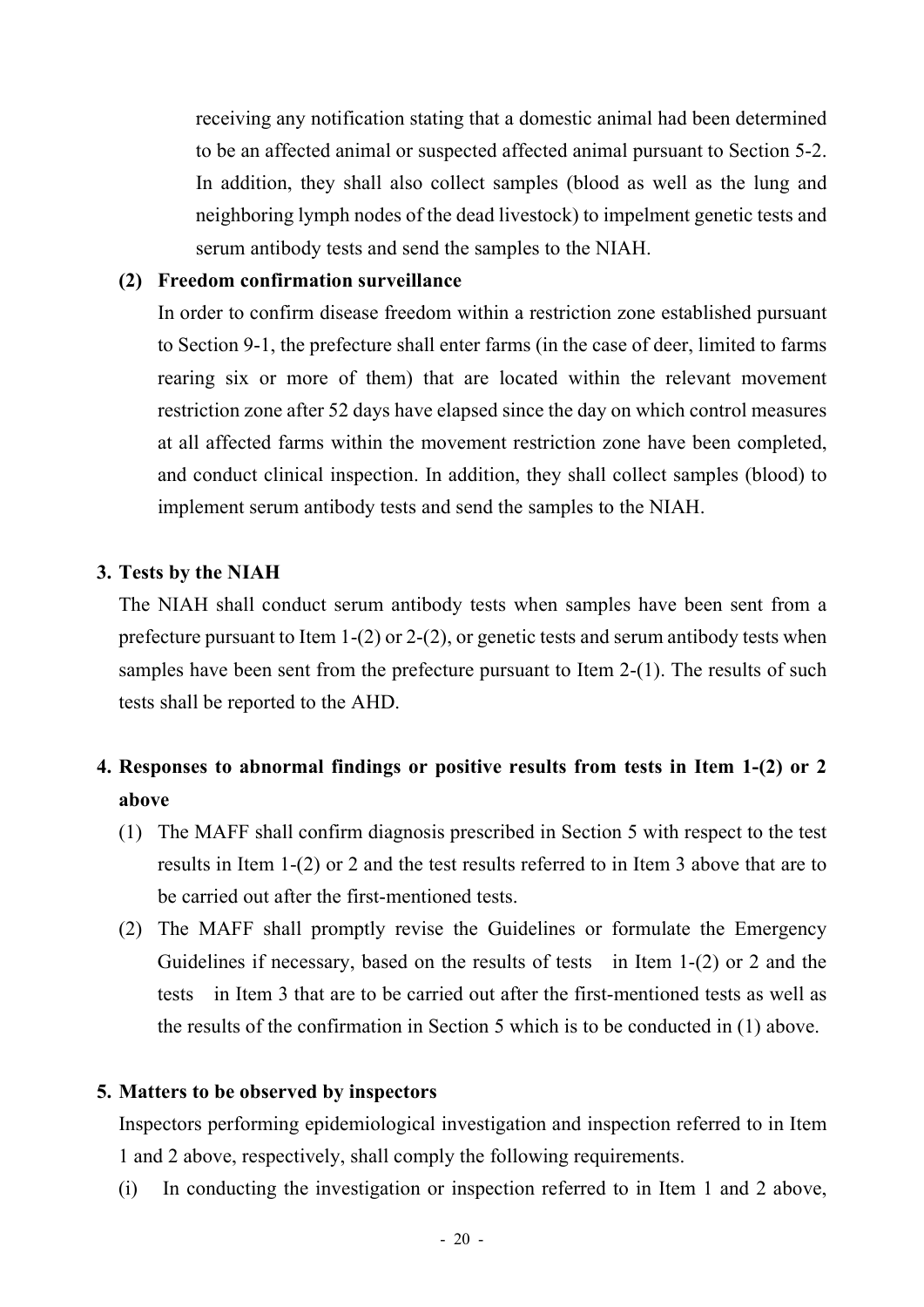receiving any notification stating that a domestic animal had been determined to be an affected animal or suspected affected animal pursuant to Section 5-2. In addition, they shall also collect samples (blood as well as the lung and neighboring lymph nodes of the dead livestock) to impelment genetic tests and serum antibody tests and send the samples to the NIAH.

**(2) Freedom confirmation surveillance**

In order to confirm disease freedom within a restriction zone established pursuant to Section 9-1, the prefecture shall enter farms (in the case of deer, limited to farms rearing six or more of them) that are located within the relevant movement restriction zone after 52 days have elapsed since the day on which control measures at all affected farms within the movement restriction zone have been completed, and conduct clinical inspection. In addition, they shall collect samples (blood) to implement serum antibody tests and send the samples to the NIAH.

### 3. Tests by the NIAH

The NIAH shall conduct serum antibody tests when samples have been sent from a prefecture pursuant to Item 1-(2) or 2-(2), or genetic tests and serum antibody tests when samples have been sent from the prefecture pursuant to Item 2-(1). The results of such tests shall be reported to the AHD.

### 4. Responses to abnormal findings or positive results from tests in Item 1-(2) or 2 above

(1) The MAFF shall confirm diagnosis prescribed in Section 5 with respect to the test results in Item 1-(2) or 2 and the test results referred to in Item 3 above that are to be carried out after the first-mentioned tests.

(2) The MAFF shall promptly revise the Guidelines or formulate the Emergency Guidelines if necessary, based on the results of tests in Item 1-(2) or 2 and the tests in Item 3 that are to be carried out after the first-mentioned tests as well as the results of the confirmation in Section 5 which is to be conducted in (1) above.

### 5. Matters to be observed by inspectors

Inspectors performing epidemiological investigation and inspection referred to in Item 1 and 2 above, respectively, shall comply the following requirements.

(i) In conducting the investigation or inspection referred to in Item 1 and 2 above,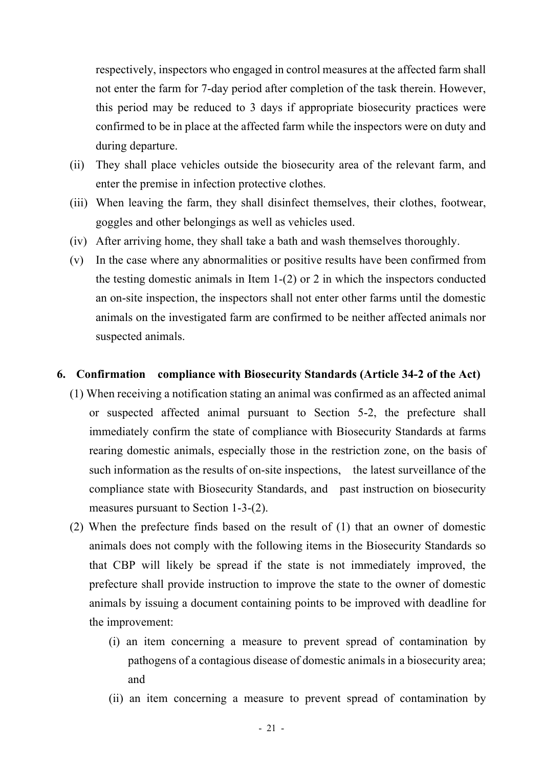respectively, inspectors who engaged in control measures at the affected farm shall not enter the farm for 7-day period after completion of the task therein. However, this period may be reduced to 3 days if appropriate biosecurity practices were confirmed to be in place at the affected farm while the inspectors were on duty and during departure.

(ii) They shall place vehicles outside the biosecurity area of the relevant farm, and enter the premise in infection protective clothes.

(iii) When leaving the farm, they shall disinfect themselves, their clothes, footwear, goggles and other belongings as well as vehicles used.

(iv) After arriving home, they shall take a bath and wash themselves thoroughly.

(v) In the case where any abnormalities or positive results have been confirmed from the testing domestic animals in Item 1-(2) or 2 in which the inspectors conducted an on-site inspection, the inspectors shall not enter other farms until the domestic animals on the investigated farm are confirmed to be neither affected animals nor suspected animals.

## 6. Confirmation compliance with Biosecurity Standards (Article 34-2 of the Act)

(1) When receiving a notification stating an animal was confirmed as an affected animal or suspected affected animal pursuant to Section 5-2, the prefecture shall immediately confirm the state of compliance with Biosecurity Standards at farms rearing domestic animals, especially those in the restriction zone, on the basis of such information as the results of on-site inspections, the latest surveillance of the compliance state with Biosecurity Standards, and past instruction on biosecurity measures pursuant to Section 1-3-(2).

(2) When the prefecture finds based on the result of (1) that an owner of domestic animals does not comply with the following items in the Biosecurity Standards so that CBP will likely be spread if the state is not immediately improved, the prefecture shall provide instruction to improve the state to the owner of domestic animals by issuing a document containing points to be improved with deadline for the improvement:

(i) an item concerning a measure to prevent spread of contamination by pathogens of a contagious disease of domestic animals in a biosecurity area; and

(ii) an item concerning a measure to prevent spread of contamination by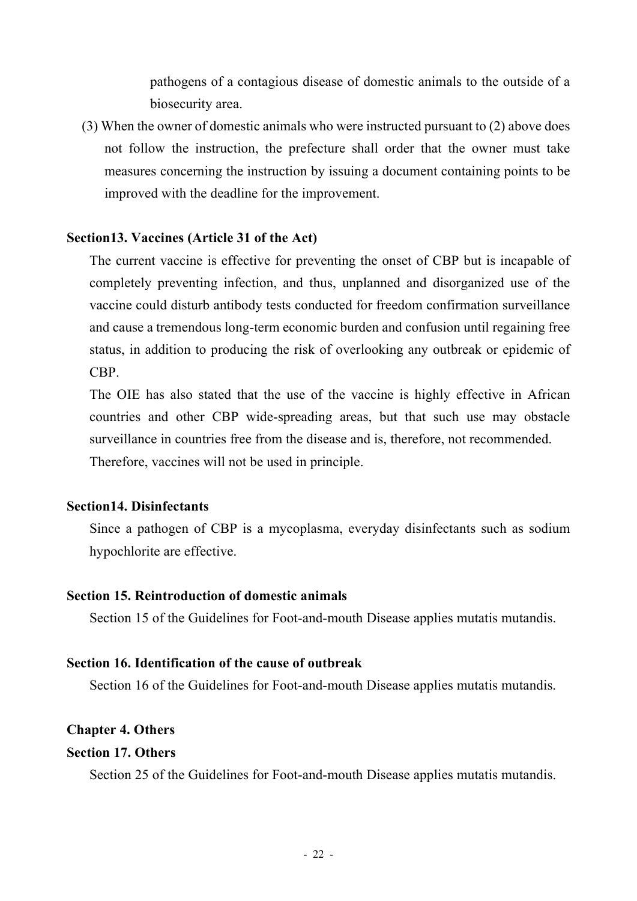pathogens of a contagious disease of domestic animals to the outside of a biosecurity area.

(3) When the owner of domestic animals who were instructed pursuant to (2) above does not follow the instruction, the prefecture shall order that the owner must take measures concerning the instruction by issuing a document containing points to be improved with the deadline for the improvement.

### Section13. Vaccines (Article 31 of the Act)

The current vaccine is effective for preventing the onset of CBP but is incapable of completely preventing infection, and thus, unplanned and disorganized use of the vaccine could disturb antibody tests conducted for freedom confirmation surveillance and cause a tremendous long-term economic burden and confusion until regaining free status, in addition to producing the risk of overlooking any outbreak or epidemic of CBP.

The OIE has also stated that the use of the vaccine is highly effective in African countries and other CBP wide-spreading areas, but that such use may obstacle surveillance in countries free from the disease and is, therefore, not recommended.

Therefore, vaccines will not be used in principle.

### Section14. Disinfectants

Since a pathogen of CBP is a mycoplasma, everyday disinfectants such as sodium hypochlorite are effective.

### Section 15. Reintroduction of domestic animals

Section 15 of the Guidelines for Foot-and-mouth Disease applies mutatis mutandis.

### Section 16. Identification of the cause of outbreak

Section 16 of the Guidelines for Foot-and-mouth Disease applies mutatis mutandis.

## Chapter 4. Others

### Section 17. Others

Section 25 of the Guidelines for Foot-and-mouth Disease applies mutatis mutandis.